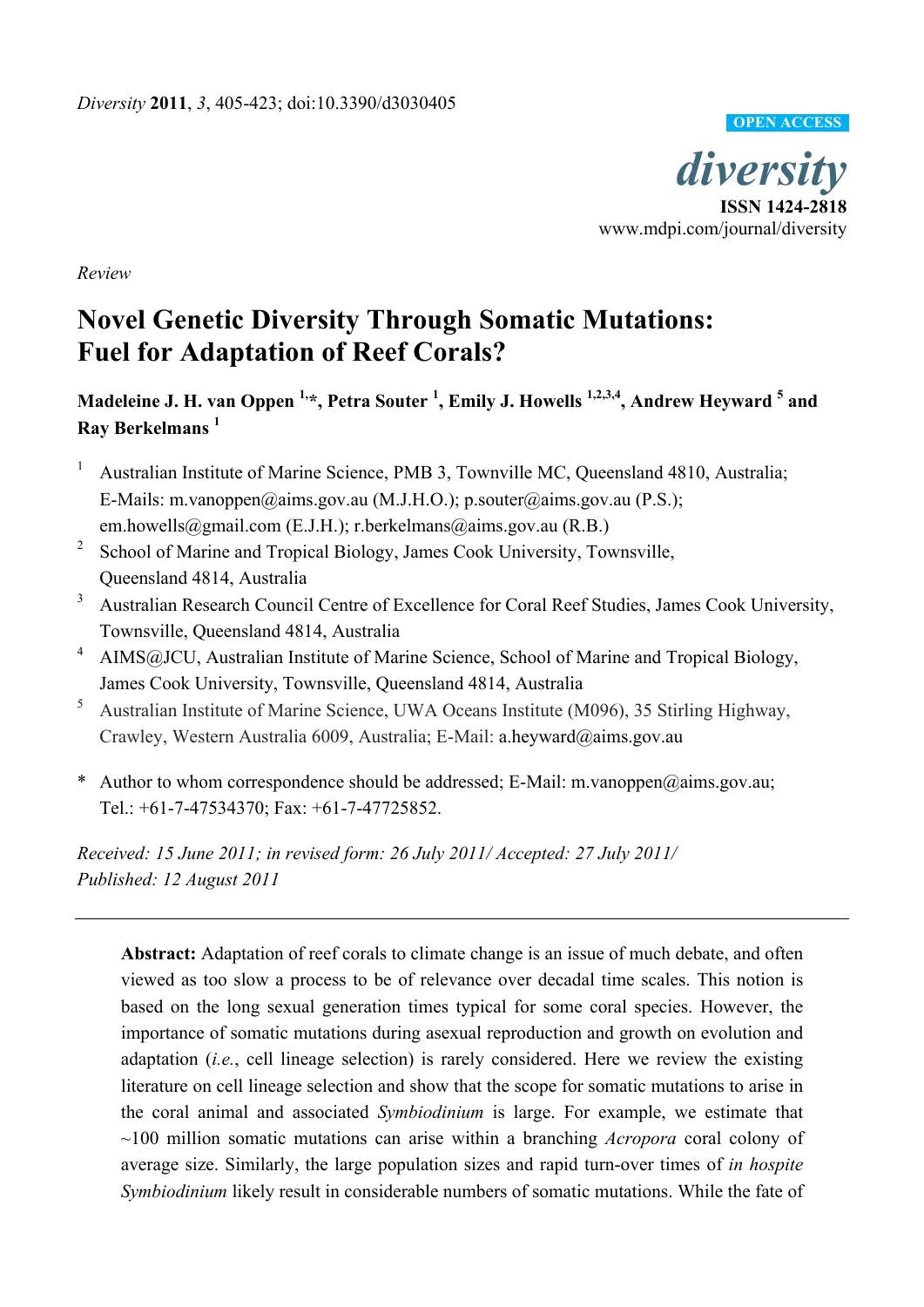*Diversity* **2011**, *3*, 405-423; doi:10.3390/d3030405

OPEN ACCESS

*diversity*
**ISSN 1424-2818**
www.mdpi.com/journal/diversity

*Review*

# Novel Genetic Diversity Through Somatic Mutations: Fuel for Adaptation of Reef Corals?

**Madeleine J. H. van Oppen [1,*], Petra Souter [1], Emily J. Howells [1,2,3,4], Andrew Heyward [5] and Ray Berkelmans [1]**

1. Australian Institute of Marine Science, PMB 3, Townsville MC, Queensland 4810, Australia; E-Mails: m.vanoppen@aims.gov.au (M.J.H.O.); p.souter@aims.gov.au (P.S.); em.howells@gmail.com (E.J.H.); r.berkelmans@aims.gov.au (R.B.)
2. School of Marine and Tropical Biology, James Cook University, Townsville, Queensland 4814, Australia
3. Australian Research Council Centre of Excellence for Coral Reef Studies, James Cook University, Townsville, Queensland 4814, Australia
4. AIMS@JCU, Australian Institute of Marine Science, School of Marine and Tropical Biology, James Cook University, Townsville, Queensland 4814, Australia
5. Australian Institute of Marine Science, UWA Oceans Institute (M096), 35 Stirling Highway, Crawley, Western Australia 6009, Australia; E-Mail: a.heyward@aims.gov.au

\* Author to whom correspondence should be addressed; E-Mail: m.vanoppen@aims.gov.au; Tel.: +61-7-47534370; Fax: +61-7-47725852.

*Received: 15 June 2011; in revised form: 26 July 2011/ Accepted: 27 July 2011/ Published: 12 August 2011*

---

**Abstract:** Adaptation of reef corals to climate change is an issue of much debate, and often viewed as too slow a process to be of relevance over decadal time scales. This notion is based on the long sexual generation times typical for some coral species. However, the importance of somatic mutations during asexual reproduction and growth on evolution and adaptation (*i.e.*, cell lineage selection) is rarely considered. Here we review the existing literature on cell lineage selection and show that the scope for somatic mutations to arise in the coral animal and associated *Symbiodinium* is large. For example, we estimate that ~100 million somatic mutations can arise within a branching *Acropora* coral colony of average size. Similarly, the large population sizes and rapid turn-over times of *in hospite Symbiodinium* likely result in considerable numbers of somatic mutations. While the fate of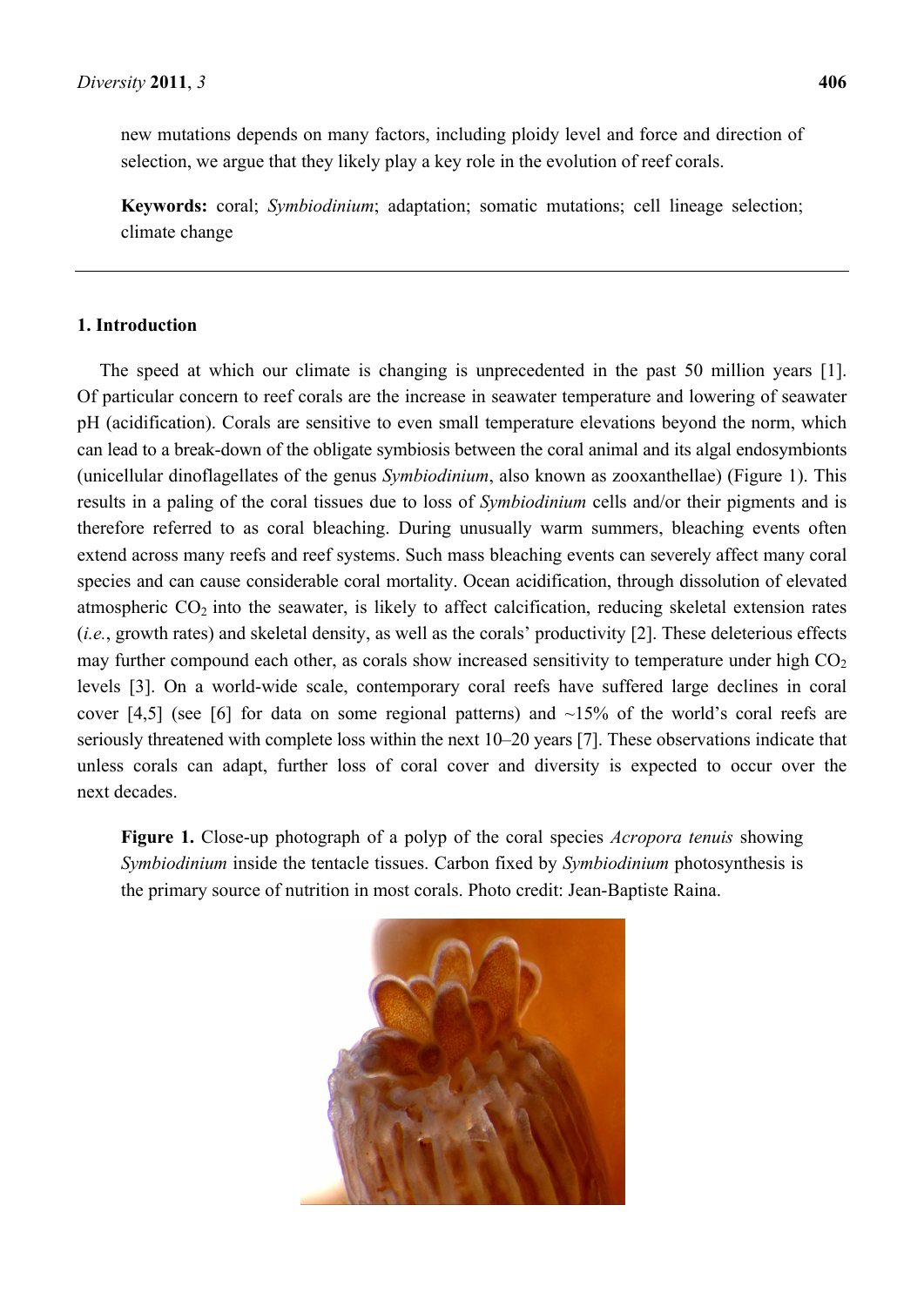new mutations depends on many factors, including ploidy level and force and direction of selection, we argue that they likely play a key role in the evolution of reef corals.

**Keywords:** coral; *Symbiodinium*; adaptation; somatic mutations; cell lineage selection; climate change

## 1. Introduction

The speed at which our climate is changing is unprecedented in the past 50 million years [1]. Of particular concern to reef corals are the increase in seawater temperature and lowering of seawater pH (acidification). Corals are sensitive to even small temperature elevations beyond the norm, which can lead to a break-down of the obligate symbiosis between the coral animal and its algal endosymbionts (unicellular dinoflagellates of the genus *Symbiodinium*, also known as zooxanthellae) (Figure 1). This results in a paling of the coral tissues due to loss of *Symbiodinium* cells and/or their pigments and is therefore referred to as coral bleaching. During unusually warm summers, bleaching events often extend across many reefs and reef systems. Such mass bleaching events can severely affect many coral species and can cause considerable coral mortality. Ocean acidification, through dissolution of elevated atmospheric $CO_2$ into the seawater, is likely to affect calcification, reducing skeletal extension rates (*i.e.*, growth rates) and skeletal density, as well as the corals' productivity [2]. These deleterious effects may further compound each other, as corals show increased sensitivity to temperature under high $CO_2$ levels [3]. On a world-wide scale, contemporary coral reefs have suffered large declines in coral cover [4,5] (see [6] for data on some regional patterns) and ~15% of the world's coral reefs are seriously threatened with complete loss within the next 10–20 years [7]. These observations indicate that unless corals can adapt, further loss of coral cover and diversity is expected to occur over the next decades.

**Figure 1.** Close-up photograph of a polyp of the coral species *Acropora tenuis* showing *Symbiodinium* inside the tentacle tissues. Carbon fixed by *Symbiodinium* photosynthesis is the primary source of nutrition in most corals. Photo credit: Jean-Baptiste Raina.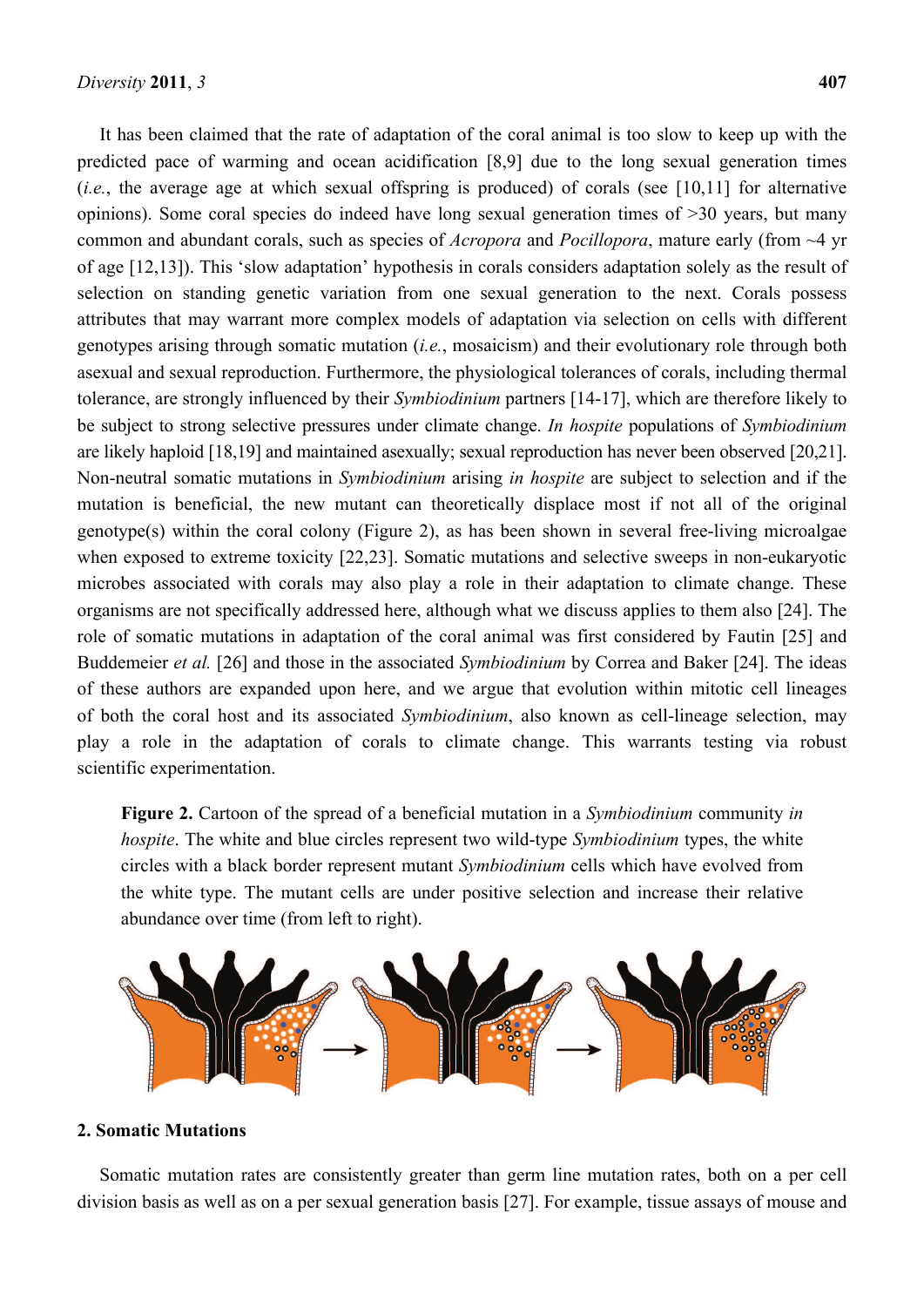It has been claimed that the rate of adaptation of the coral animal is too slow to keep up with the predicted pace of warming and ocean acidification [8,9] due to the long sexual generation times (*i.e.*, the average age at which sexual offspring is produced) of corals (see [10,11] for alternative opinions). Some coral species do indeed have long sexual generation times of >30 years, but many common and abundant corals, such as species of *Acropora* and *Pocillopora*, mature early (from ~4 yr of age [12,13]). This 'slow adaptation' hypothesis in corals considers adaptation solely as the result of selection on standing genetic variation from one sexual generation to the next. Corals possess attributes that may warrant more complex models of adaptation via selection on cells with different genotypes arising through somatic mutation (*i.e.*, mosaicism) and their evolutionary role through both asexual and sexual reproduction. Furthermore, the physiological tolerances of corals, including thermal tolerance, are strongly influenced by their *Symbiodinium* partners [14-17], which are therefore likely to be subject to strong selective pressures under climate change. *In hospite* populations of *Symbiodinium* are likely haploid [18,19] and maintained asexually; sexual reproduction has never been observed [20,21]. Non-neutral somatic mutations in *Symbiodinium* arising *in hospite* are subject to selection and if the mutation is beneficial, the new mutant can theoretically displace most if not all of the original genotype(s) within the coral colony (Figure 2), as has been shown in several free-living microalgae when exposed to extreme toxicity [22,23]. Somatic mutations and selective sweeps in non-eukaryotic microbes associated with corals may also play a role in their adaptation to climate change. These organisms are not specifically addressed here, although what we discuss applies to them also [24]. The role of somatic mutations in adaptation of the coral animal was first considered by Fautin [25] and Buddemeier *et al.* [26] and those in the associated *Symbiodinium* by Correa and Baker [24]. The ideas of these authors are expanded upon here, and we argue that evolution within mitotic cell lineages of both the coral host and its associated *Symbiodinium*, also known as cell-lineage selection, may play a role in the adaptation of corals to climate change. This warrants testing via robust scientific experimentation.

**Figure 2.** Cartoon of the spread of a beneficial mutation in a *Symbiodinium* community *in hospite*. The white and blue circles represent two wild-type *Symbiodinium* types, the white circles with a black border represent mutant *Symbiodinium* cells which have evolved from the white type. The mutant cells are under positive selection and increase their relative abundance over time (from left to right).

## 2. Somatic Mutations

Somatic mutation rates are consistently greater than germ line mutation rates, both on a per cell division basis as well as on a per sexual generation basis [27]. For example, tissue assays of mouse and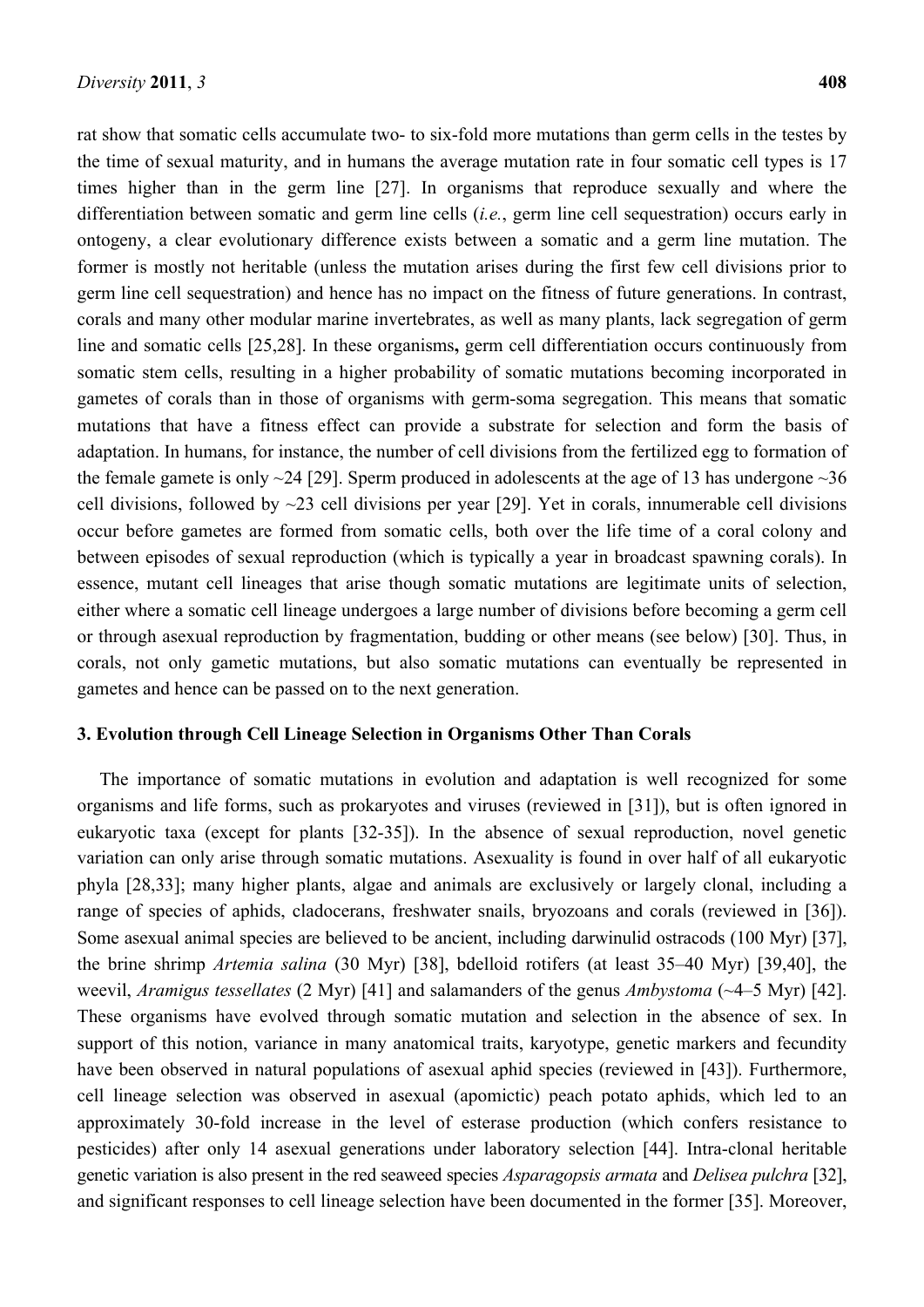rat show that somatic cells accumulate two- to six-fold more mutations than germ cells in the testes by the time of sexual maturity, and in humans the average mutation rate in four somatic cell types is 17 times higher than in the germ line [27]. In organisms that reproduce sexually and where the differentiation between somatic and germ line cells (*i.e.*, germ line cell sequestration) occurs early in ontogeny, a clear evolutionary difference exists between a somatic and a germ line mutation. The former is mostly not heritable (unless the mutation arises during the first few cell divisions prior to germ line cell sequestration) and hence has no impact on the fitness of future generations. In contrast, corals and many other modular marine invertebrates, as well as many plants, lack segregation of germ line and somatic cells [25,28]. In these organisms**,** germ cell differentiation occurs continuously from somatic stem cells, resulting in a higher probability of somatic mutations becoming incorporated in gametes of corals than in those of organisms with germ-soma segregation. This means that somatic mutations that have a fitness effect can provide a substrate for selection and form the basis of adaptation. In humans, for instance, the number of cell divisions from the fertilized egg to formation of the female gamete is only ~24 [29]. Sperm produced in adolescents at the age of 13 has undergone ~36 cell divisions, followed by ~23 cell divisions per year [29]. Yet in corals, innumerable cell divisions occur before gametes are formed from somatic cells, both over the life time of a coral colony and between episodes of sexual reproduction (which is typically a year in broadcast spawning corals). In essence, mutant cell lineages that arise though somatic mutations are legitimate units of selection, either where a somatic cell lineage undergoes a large number of divisions before becoming a germ cell or through asexual reproduction by fragmentation, budding or other means (see below) [30]. Thus, in corals, not only gametic mutations, but also somatic mutations can eventually be represented in gametes and hence can be passed on to the next generation.

## 3. Evolution through Cell Lineage Selection in Organisms Other Than Corals

The importance of somatic mutations in evolution and adaptation is well recognized for some organisms and life forms, such as prokaryotes and viruses (reviewed in [31]), but is often ignored in eukaryotic taxa (except for plants [32-35]). In the absence of sexual reproduction, novel genetic variation can only arise through somatic mutations. Asexuality is found in over half of all eukaryotic phyla [28,33]; many higher plants, algae and animals are exclusively or largely clonal, including a range of species of aphids, cladocerans, freshwater snails, bryozoans and corals (reviewed in [36]). Some asexual animal species are believed to be ancient, including darwinulid ostracods (100 Myr) [37], the brine shrimp *Artemia salina* (30 Myr) [38], bdelloid rotifers (at least 35–40 Myr) [39,40], the weevil, *Aramigus tessellates* (2 Myr) [41] and salamanders of the genus *Ambystoma* (~4–5 Myr) [42]. These organisms have evolved through somatic mutation and selection in the absence of sex. In support of this notion, variance in many anatomical traits, karyotype, genetic markers and fecundity have been observed in natural populations of asexual aphid species (reviewed in [43]). Furthermore, cell lineage selection was observed in asexual (apomictic) peach potato aphids, which led to an approximately 30-fold increase in the level of esterase production (which confers resistance to pesticides) after only 14 asexual generations under laboratory selection [44]. Intra-clonal heritable genetic variation is also present in the red seaweed species *Asparagopsis armata* and *Delisea pulchra* [32], and significant responses to cell lineage selection have been documented in the former [35]. Moreover,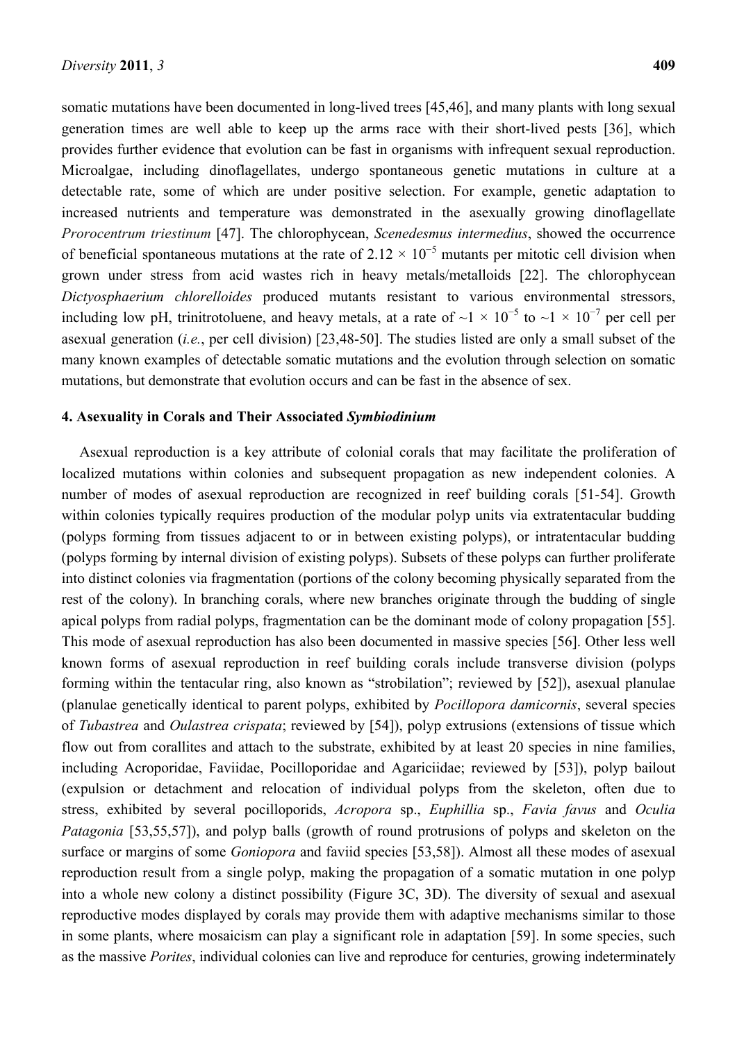somatic mutations have been documented in long-lived trees [45,46], and many plants with long sexual generation times are well able to keep up the arms race with their short-lived pests [36], which provides further evidence that evolution can be fast in organisms with infrequent sexual reproduction. Microalgae, including dinoflagellates, undergo spontaneous genetic mutations in culture at a detectable rate, some of which are under positive selection. For example, genetic adaptation to increased nutrients and temperature was demonstrated in the asexually growing dinoflagellate *Prorocentrum triestinum* [47]. The chlorophycean, *Scenedesmus intermedius*, showed the occurrence of beneficial spontaneous mutations at the rate of $2.12 \times 10^{-5}$ mutants per mitotic cell division when grown under stress from acid wastes rich in heavy metals/metalloids [22]. The chlorophycean *Dictyosphaerium chlorelloides* produced mutants resistant to various environmental stressors, including low pH, trinitrotoluene, and heavy metals, at a rate of $\sim 1 \times 10^{-5}$ to $\sim 1 \times 10^{-7}$ per cell per asexual generation (*i.e.*, per cell division) [23,48-50]. The studies listed are only a small subset of the many known examples of detectable somatic mutations and the evolution through selection on somatic mutations, but demonstrate that evolution occurs and can be fast in the absence of sex.

## 4. Asexuality in Corals and Their Associated *Symbiodinium*

Asexual reproduction is a key attribute of colonial corals that may facilitate the proliferation of localized mutations within colonies and subsequent propagation as new independent colonies. A number of modes of asexual reproduction are recognized in reef building corals [51-54]. Growth within colonies typically requires production of the modular polyp units via extratentacular budding (polyps forming from tissues adjacent to or in between existing polyps), or intratentacular budding (polyps forming by internal division of existing polyps). Subsets of these polyps can further proliferate into distinct colonies via fragmentation (portions of the colony becoming physically separated from the rest of the colony). In branching corals, where new branches originate through the budding of single apical polyps from radial polyps, fragmentation can be the dominant mode of colony propagation [55]. This mode of asexual reproduction has also been documented in massive species [56]. Other less well known forms of asexual reproduction in reef building corals include transverse division (polyps forming within the tentacular ring, also known as "strobilation"; reviewed by [52]), asexual planulae (planulae genetically identical to parent polyps, exhibited by *Pocillopora damicornis*, several species of *Tubastrea* and *Oulastrea crispata*; reviewed by [54]), polyp extrusions (extensions of tissue which flow out from corallites and attach to the substrate, exhibited by at least 20 species in nine families, including Acroporidae, Faviidae, Pocilloporidae and Agariciidae; reviewed by [53]), polyp bailout (expulsion or detachment and relocation of individual polyps from the skeleton, often due to stress, exhibited by several pocilloporids, *Acropora* sp., *Euphillia* sp., *Favia favus* and *Oculia Patagonia* [53,55,57]), and polyp balls (growth of round protrusions of polyps and skeleton on the surface or margins of some *Goniopora* and faviid species [53,58]). Almost all these modes of asexual reproduction result from a single polyp, making the propagation of a somatic mutation in one polyp into a whole new colony a distinct possibility (Figure 3C, 3D). The diversity of sexual and asexual reproductive modes displayed by corals may provide them with adaptive mechanisms similar to those in some plants, where mosaicism can play a significant role in adaptation [59]. In some species, such as the massive *Porites*, individual colonies can live and reproduce for centuries, growing indeterminately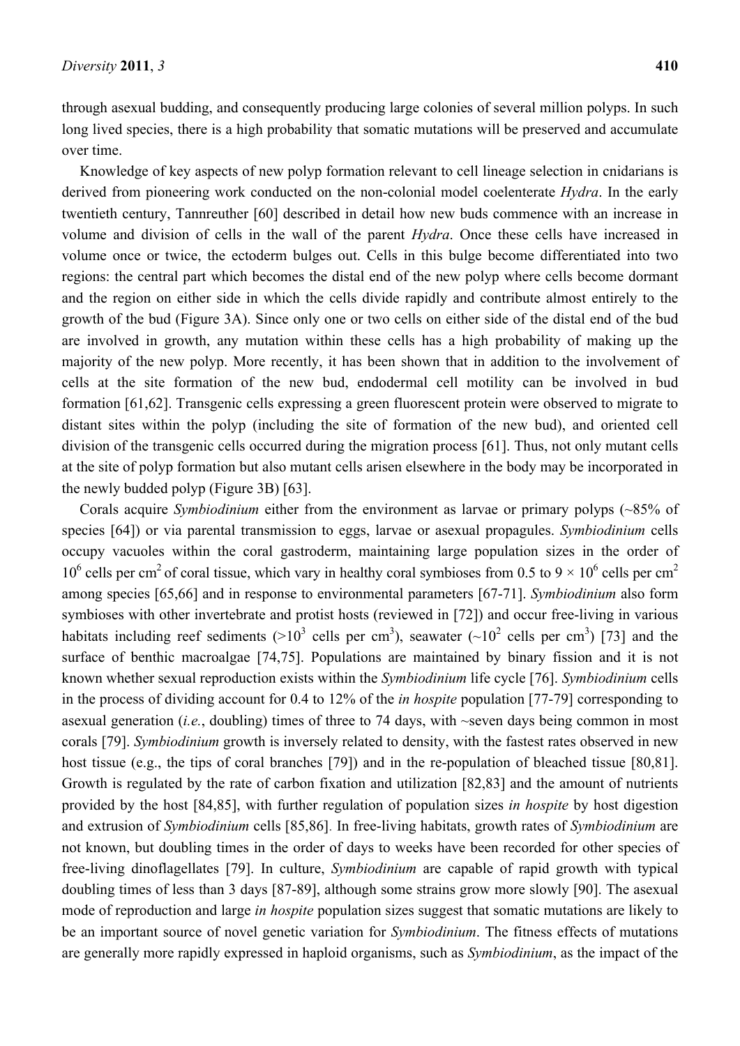through asexual budding, and consequently producing large colonies of several million polyps. In such long lived species, there is a high probability that somatic mutations will be preserved and accumulate over time.

Knowledge of key aspects of new polyp formation relevant to cell lineage selection in cnidarians is derived from pioneering work conducted on the non-colonial model coelenterate *Hydra*. In the early twentieth century, Tannreuther [60] described in detail how new buds commence with an increase in volume and division of cells in the wall of the parent *Hydra*. Once these cells have increased in volume once or twice, the ectoderm bulges out. Cells in this bulge become differentiated into two regions: the central part which becomes the distal end of the new polyp where cells become dormant and the region on either side in which the cells divide rapidly and contribute almost entirely to the growth of the bud (Figure 3A). Since only one or two cells on either side of the distal end of the bud are involved in growth, any mutation within these cells has a high probability of making up the majority of the new polyp. More recently, it has been shown that in addition to the involvement of cells at the site formation of the new bud, endodermal cell motility can be involved in bud formation [61,62]. Transgenic cells expressing a green fluorescent protein were observed to migrate to distant sites within the polyp (including the site of formation of the new bud), and oriented cell division of the transgenic cells occurred during the migration process [61]. Thus, not only mutant cells at the site of polyp formation but also mutant cells arisen elsewhere in the body may be incorporated in the newly budded polyp (Figure 3B) [63].

Corals acquire *Symbiodinium* either from the environment as larvae or primary polyps (~85% of species [64]) or via parental transmission to eggs, larvae or asexual propagules. *Symbiodinium* cells occupy vacuoles within the coral gastroderm, maintaining large population sizes in the order of $10^6$ cells per $cm^2$ of coral tissue, which vary in healthy coral symbioses from 0.5 to $9 \times 10^6$ cells per $cm^2$ among species [65,66] and in response to environmental parameters [67-71]. *Symbiodinium* also form symbioses with other invertebrate and protist hosts (reviewed in [72]) and occur free-living in various habitats including reef sediments (>$10^3$ cells per $cm^3$), seawater (~$10^2$ cells per $cm^3$) [73] and the surface of benthic macroalgae [74,75]. Populations are maintained by binary fission and it is not known whether sexual reproduction exists within the *Symbiodinium* life cycle [76]. *Symbiodinium* cells in the process of dividing account for 0.4 to 12% of the *in hospite* population [77-79] corresponding to asexual generation (*i.e.*, doubling) times of three to 74 days, with ~seven days being common in most corals [79]. *Symbiodinium* growth is inversely related to density, with the fastest rates observed in new host tissue (e.g., the tips of coral branches [79]) and in the re-population of bleached tissue [80,81]. Growth is regulated by the rate of carbon fixation and utilization [82,83] and the amount of nutrients provided by the host [84,85], with further regulation of population sizes *in hospite* by host digestion and extrusion of *Symbiodinium* cells [85,86]. In free-living habitats, growth rates of *Symbiodinium* are not known, but doubling times in the order of days to weeks have been recorded for other species of free-living dinoflagellates [79]. In culture, *Symbiodinium* are capable of rapid growth with typical doubling times of less than 3 days [87-89], although some strains grow more slowly [90]. The asexual mode of reproduction and large *in hospite* population sizes suggest that somatic mutations are likely to be an important source of novel genetic variation for *Symbiodinium*. The fitness effects of mutations are generally more rapidly expressed in haploid organisms, such as *Symbiodinium*, as the impact of the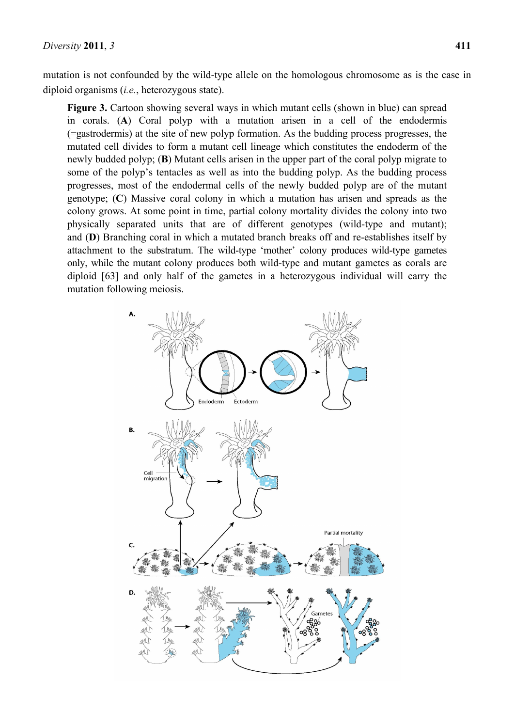mutation is not confounded by the wild-type allele on the homologous chromosome as is the case in diploid organisms (*i.e.*, heterozygous state).

**Figure 3.** Cartoon showing several ways in which mutant cells (shown in blue) can spread in corals. (**A**) Coral polyp with a mutation arisen in a cell of the endodermis (=gastrodermis) at the site of new polyp formation. As the budding process progresses, the mutated cell divides to form a mutant cell lineage which constitutes the endoderm of the newly budded polyp; (**B**) Mutant cells arisen in the upper part of the coral polyp migrate to some of the polyp's tentacles as well as into the budding polyp. As the budding process progresses, most of the endodermal cells of the newly budded polyp are of the mutant genotype; (**C**) Massive coral colony in which a mutation has arisen and spreads as the colony grows. At some point in time, partial colony mortality divides the colony into two physically separated units that are of different genotypes (wild-type and mutant); and (**D**) Branching coral in which a mutated branch breaks off and re-establishes itself by attachment to the substratum. The wild-type 'mother' colony produces wild-type gametes only, while the mutant colony produces both wild-type and mutant gametes as corals are diploid [63] and only half of the gametes in a heterozygous individual will carry the mutation following meiosis.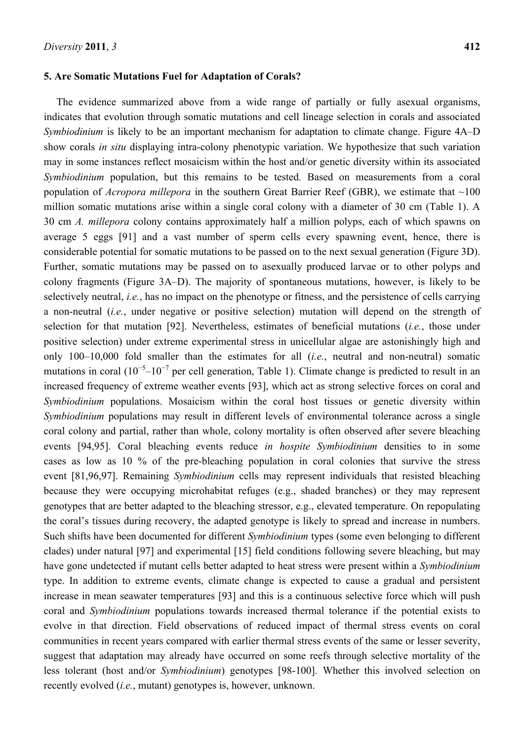## 5. Are Somatic Mutations Fuel for Adaptation of Corals?

The evidence summarized above from a wide range of partially or fully asexual organisms, indicates that evolution through somatic mutations and cell lineage selection in corals and associated *Symbiodinium* is likely to be an important mechanism for adaptation to climate change. Figure 4A–D show corals *in situ* displaying intra-colony phenotypic variation. We hypothesize that such variation may in some instances reflect mosaicism within the host and/or genetic diversity within its associated *Symbiodinium* population, but this remains to be tested. Based on measurements from a coral population of *Acropora millepora* in the southern Great Barrier Reef (GBR), we estimate that ~100 million somatic mutations arise within a single coral colony with a diameter of 30 cm (Table 1). A 30 cm *A. millepora* colony contains approximately half a million polyps, each of which spawns on average 5 eggs [91] and a vast number of sperm cells every spawning event, hence, there is considerable potential for somatic mutations to be passed on to the next sexual generation (Figure 3D). Further, somatic mutations may be passed on to asexually produced larvae or to other polyps and colony fragments (Figure 3A–D). The majority of spontaneous mutations, however, is likely to be selectively neutral, *i.e.*, has no impact on the phenotype or fitness, and the persistence of cells carrying a non-neutral (*i.e.*, under negative or positive selection) mutation will depend on the strength of selection for that mutation [92]. Nevertheless, estimates of beneficial mutations (*i.e.*, those under positive selection) under extreme experimental stress in unicellular algae are astonishingly high and only 100–10,000 fold smaller than the estimates for all (*i.e.*, neutral and non-neutral) somatic mutations in coral ($10^{-5}$–$10^{-7}$ per cell generation, Table 1). Climate change is predicted to result in an increased frequency of extreme weather events [93], which act as strong selective forces on coral and *Symbiodinium* populations. Mosaicism within the coral host tissues or genetic diversity within *Symbiodinium* populations may result in different levels of environmental tolerance across a single coral colony and partial, rather than whole, colony mortality is often observed after severe bleaching events [94,95]. Coral bleaching events reduce *in hospite Symbiodinium* densities to in some cases as low as 10 % of the pre-bleaching population in coral colonies that survive the stress event [81,96,97]. Remaining *Symbiodinium* cells may represent individuals that resisted bleaching because they were occupying microhabitat refuges (e.g., shaded branches) or they may represent genotypes that are better adapted to the bleaching stressor, e.g., elevated temperature. On repopulating the coral's tissues during recovery, the adapted genotype is likely to spread and increase in numbers. Such shifts have been documented for different *Symbiodinium* types (some even belonging to different clades) under natural [97] and experimental [15] field conditions following severe bleaching, but may have gone undetected if mutant cells better adapted to heat stress were present within a *Symbiodinium* type. In addition to extreme events, climate change is expected to cause a gradual and persistent increase in mean seawater temperatures [93] and this is a continuous selective force which will push coral and *Symbiodinium* populations towards increased thermal tolerance if the potential exists to evolve in that direction. Field observations of reduced impact of thermal stress events on coral communities in recent years compared with earlier thermal stress events of the same or lesser severity, suggest that adaptation may already have occurred on some reefs through selective mortality of the less tolerant (host and/or *Symbiodinium*) genotypes [98-100]. Whether this involved selection on recently evolved (*i.e.*, mutant) genotypes is, however, unknown.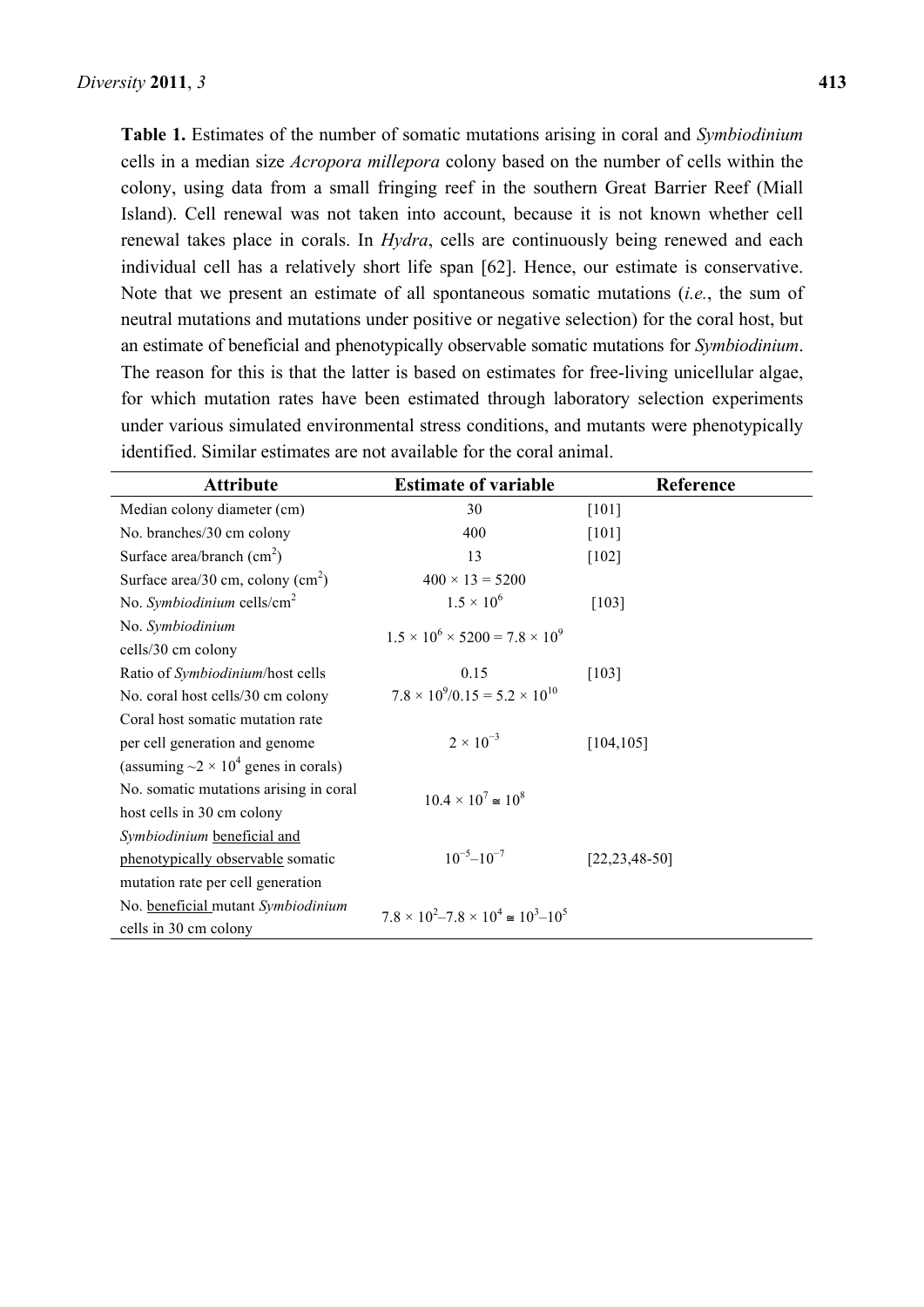**Table 1.** Estimates of the number of somatic mutations arising in coral and *Symbiodinium* cells in a median size *Acropora millepora* colony based on the number of cells within the colony, using data from a small fringing reef in the southern Great Barrier Reef (Miall Island). Cell renewal was not taken into account, because it is not known whether cell renewal takes place in corals. In *Hydra*, cells are continuously being renewed and each individual cell has a relatively short life span [62]. Hence, our estimate is conservative. Note that we present an estimate of all spontaneous somatic mutations (*i.e.*, the sum of neutral mutations and mutations under positive or negative selection) for the coral host, but an estimate of beneficial and phenotypically observable somatic mutations for *Symbiodinium*. The reason for this is that the latter is based on estimates for free-living unicellular algae, for which mutation rates have been estimated through laboratory selection experiments under various simulated environmental stress conditions, and mutants were phenotypically identified. Similar estimates are not available for the coral animal.

| Attribute | Estimate of variable | Reference |
|---|---|---|
| Median colony diameter (cm) | 30 | [101] |
| No. branches/30 cm colony | 400 | [101] |
| Surface area/branch ($cm^2$) | 13 | [102] |
| Surface area/30 cm, colony ($cm^2$) | $400 \times 13 = 5200$ | |
| No. *Symbiodinium* cells/$cm^2$ | $1.5 \times 10^6$ | [103] |
| No. *Symbiodinium* cells/30 cm colony | $1.5 \times 10^6 \times 5200 = 7.8 \times 10^9$ | |
| Ratio of *Symbiodinium*/host cells | 0.15 | [103] |
| No. coral host cells/30 cm colony | $7.8 \times 10^9/0.15 = 5.2 \times 10^{10}$ | |
| Coral host somatic mutation rate per cell generation and genome (assuming ~$2 \times 10^4$ genes in corals) | $2 \times 10^{-3}$ | [104,105] |
| No. somatic mutations arising in coral host cells in 30 cm colony | $10.4 \times 10^7 \cong 10^8$ | |
| *Symbiodinium* beneficial and phenotypically observable somatic mutation rate per cell generation | $10^{-5}$–$10^{-7}$ | [22,23,48-50] |
| No. beneficial mutant *Symbiodinium* cells in 30 cm colony | $7.8 \times 10^2$–$7.8 \times 10^4 \cong 10^3$–$10^5$ | |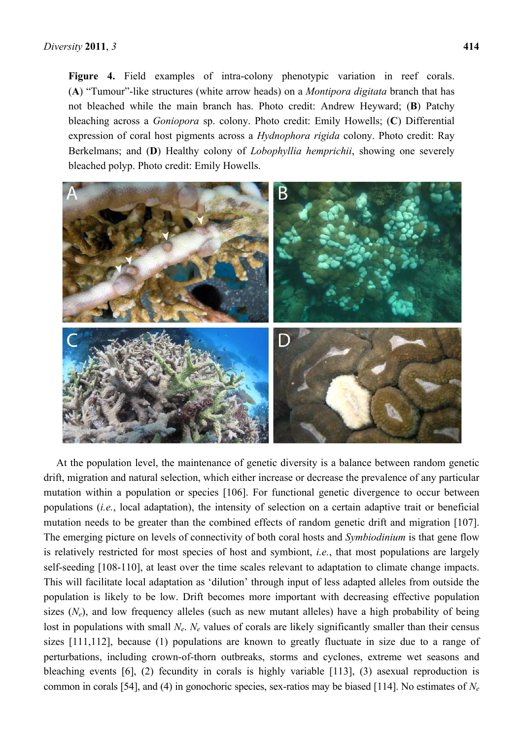**Figure 4.** Field examples of intra-colony phenotypic variation in reef corals. (**A**) "Tumour"-like structures (white arrow heads) on a *Montipora digitata* branch that has not bleached while the main branch has. Photo credit: Andrew Heyward; (**B**) Patchy bleaching across a *Goniopora* sp. colony. Photo credit: Emily Howells; (**C**) Differential expression of coral host pigments across a *Hydnophora rigida* colony. Photo credit: Ray Berkelmans; and (**D**) Healthy colony of *Lobophyllia hemprichii*, showing one severely bleached polyp. Photo credit: Emily Howells.

At the population level, the maintenance of genetic diversity is a balance between random genetic drift, migration and natural selection, which either increase or decrease the prevalence of any particular mutation within a population or species [106]. For functional genetic divergence to occur between populations (*i.e.*, local adaptation), the intensity of selection on a certain adaptive trait or beneficial mutation needs to be greater than the combined effects of random genetic drift and migration [107]. The emerging picture on levels of connectivity of both coral hosts and *Symbiodinium* is that gene flow is relatively restricted for most species of host and symbiont, *i.e.*, that most populations are largely self-seeding [108-110], at least over the time scales relevant to adaptation to climate change impacts. This will facilitate local adaptation as 'dilution' through input of less adapted alleles from outside the population is likely to be low. Drift becomes more important with decreasing effective population sizes ($N_e$), and low frequency alleles (such as new mutant alleles) have a high probability of being lost in populations with small $N_e$. $N_e$ values of corals are likely significantly smaller than their census sizes [111,112], because (1) populations are known to greatly fluctuate in size due to a range of perturbations, including crown-of-thorn outbreaks, storms and cyclones, extreme wet seasons and bleaching events [6], (2) fecundity in corals is highly variable [113], (3) asexual reproduction is common in corals [54], and (4) in gonochoric species, sex-ratios may be biased [114]. No estimates of $N_e$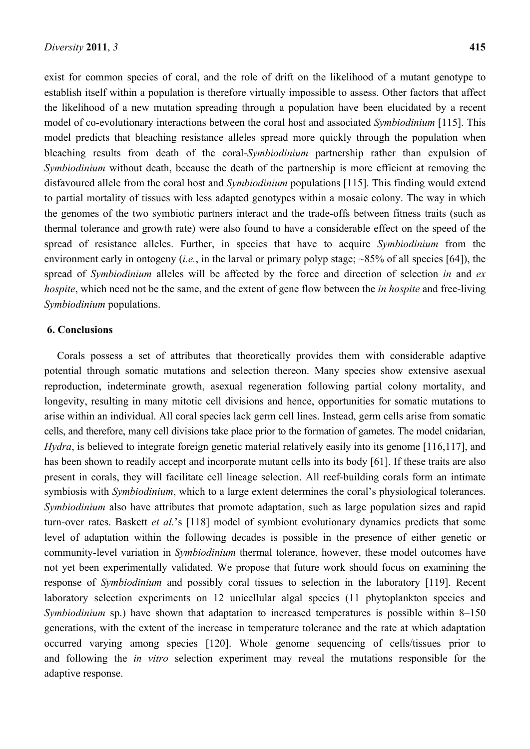exist for common species of coral, and the role of drift on the likelihood of a mutant genotype to establish itself within a population is therefore virtually impossible to assess. Other factors that affect the likelihood of a new mutation spreading through a population have been elucidated by a recent model of co-evolutionary interactions between the coral host and associated *Symbiodinium* [115]. This model predicts that bleaching resistance alleles spread more quickly through the population when bleaching results from death of the coral-*Symbiodinium* partnership rather than expulsion of *Symbiodinium* without death, because the death of the partnership is more efficient at removing the disfavoured allele from the coral host and *Symbiodinium* populations [115]. This finding would extend to partial mortality of tissues with less adapted genotypes within a mosaic colony. The way in which the genomes of the two symbiotic partners interact and the trade-offs between fitness traits (such as thermal tolerance and growth rate) were also found to have a considerable effect on the speed of the spread of resistance alleles. Further, in species that have to acquire *Symbiodinium* from the environment early in ontogeny (*i.e.*, in the larval or primary polyp stage; ~85% of all species [64]), the spread of *Symbiodinium* alleles will be affected by the force and direction of selection *in* and *ex hospite*, which need not be the same, and the extent of gene flow between the *in hospite* and free-living *Symbiodinium* populations.

## 6. Conclusions

Corals possess a set of attributes that theoretically provides them with considerable adaptive potential through somatic mutations and selection thereon. Many species show extensive asexual reproduction, indeterminate growth, asexual regeneration following partial colony mortality, and longevity, resulting in many mitotic cell divisions and hence, opportunities for somatic mutations to arise within an individual. All coral species lack germ cell lines. Instead, germ cells arise from somatic cells, and therefore, many cell divisions take place prior to the formation of gametes. The model cnidarian, *Hydra*, is believed to integrate foreign genetic material relatively easily into its genome [116,117], and has been shown to readily accept and incorporate mutant cells into its body [61]. If these traits are also present in corals, they will facilitate cell lineage selection. All reef-building corals form an intimate symbiosis with *Symbiodinium*, which to a large extent determines the coral's physiological tolerances. *Symbiodinium* also have attributes that promote adaptation, such as large population sizes and rapid turn-over rates. Baskett *et al.*'s [118] model of symbiont evolutionary dynamics predicts that some level of adaptation within the following decades is possible in the presence of either genetic or community-level variation in *Symbiodinium* thermal tolerance, however, these model outcomes have not yet been experimentally validated. We propose that future work should focus on examining the response of *Symbiodinium* and possibly coral tissues to selection in the laboratory [119]. Recent laboratory selection experiments on 12 unicellular algal species (11 phytoplankton species and *Symbiodinium* sp.) have shown that adaptation to increased temperatures is possible within 8–150 generations, with the extent of the increase in temperature tolerance and the rate at which adaptation occurred varying among species [120]. Whole genome sequencing of cells/tissues prior to and following the *in vitro* selection experiment may reveal the mutations responsible for the adaptive response.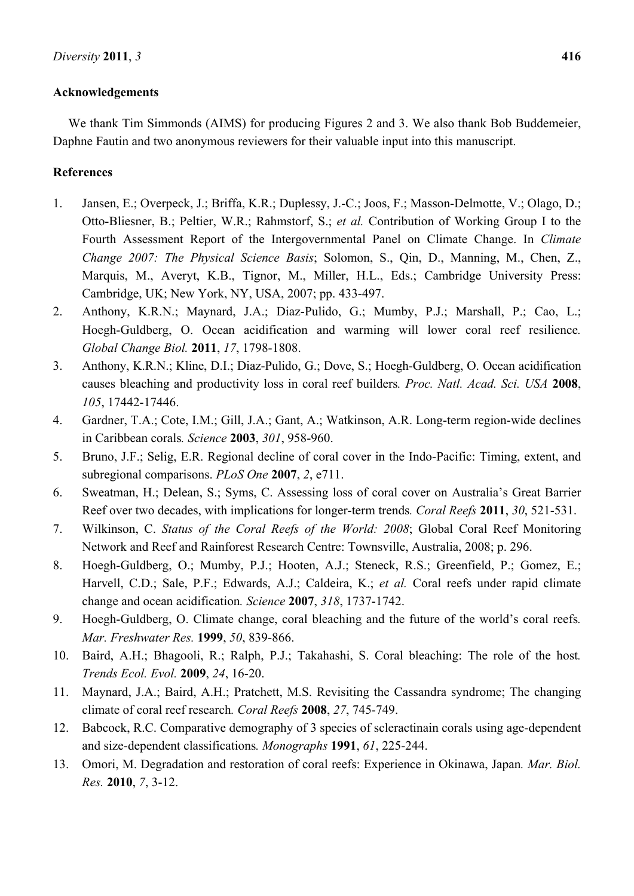**Acknowledgements**

We thank Tim Simmonds (AIMS) for producing Figures 2 and 3. We also thank Bob Buddemeier, Daphne Fautin and two anonymous reviewers for their valuable input into this manuscript.

**References**

1. Jansen, E.; Overpeck, J.; Briffa, K.R.; Duplessy, J.-C.; Joos, F.; Masson-Delmotte, V.; Olago, D.; Otto-Bliesner, B.; Peltier, W.R.; Rahmstorf, S.; *et al.* Contribution of Working Group I to the Fourth Assessment Report of the Intergovernmental Panel on Climate Change. In *Climate Change 2007: The Physical Science Basis*; Solomon, S., Qin, D., Manning, M., Chen, Z., Marquis, M., Averyt, K.B., Tignor, M., Miller, H.L., Eds.; Cambridge University Press: Cambridge, UK; New York, NY, USA, 2007; pp. 433-497.
2. Anthony, K.R.N.; Maynard, J.A.; Diaz-Pulido, G.; Mumby, P.J.; Marshall, P.; Cao, L.; Hoegh-Guldberg, O. Ocean acidification and warming will lower coral reef resilience. *Global Change Biol.* **2011**, *17*, 1798-1808.
3. Anthony, K.R.N.; Kline, D.I.; Diaz-Pulido, G.; Dove, S.; Hoegh-Guldberg, O. Ocean acidification causes bleaching and productivity loss in coral reef builders. *Proc. Natl. Acad. Sci. USA* **2008**, *105*, 17442-17446.
4. Gardner, T.A.; Cote, I.M.; Gill, J.A.; Gant, A.; Watkinson, A.R. Long-term region-wide declines in Caribbean corals. *Science* **2003**, *301*, 958-960.
5. Bruno, J.F.; Selig, E.R. Regional decline of coral cover in the Indo-Pacific: Timing, extent, and subregional comparisons. *PLoS One* **2007**, *2*, e711.
6. Sweatman, H.; Delean, S.; Syms, C. Assessing loss of coral cover on Australia's Great Barrier Reef over two decades, with implications for longer-term trends. *Coral Reefs* **2011**, *30*, 521-531.
7. Wilkinson, C. *Status of the Coral Reefs of the World: 2008*; Global Coral Reef Monitoring Network and Reef and Rainforest Research Centre: Townsville, Australia, 2008; p. 296.
8. Hoegh-Guldberg, O.; Mumby, P.J.; Hooten, A.J.; Steneck, R.S.; Greenfield, P.; Gomez, E.; Harvell, C.D.; Sale, P.F.; Edwards, A.J.; Caldeira, K.; *et al.* Coral reefs under rapid climate change and ocean acidification. *Science* **2007**, *318*, 1737-1742.
9. Hoegh-Guldberg, O. Climate change, coral bleaching and the future of the world's coral reefs. *Mar. Freshwater Res.* **1999**, *50*, 839-866.
10. Baird, A.H.; Bhagooli, R.; Ralph, P.J.; Takahashi, S. Coral bleaching: The role of the host. *Trends Ecol. Evol.* **2009**, *24*, 16-20.
11. Maynard, J.A.; Baird, A.H.; Pratchett, M.S. Revisiting the Cassandra syndrome; The changing climate of coral reef research. *Coral Reefs* **2008**, *27*, 745-749.
12. Babcock, R.C. Comparative demography of 3 species of scleractinain corals using age-dependent and size-dependent classifications. *Monographs* **1991**, *61*, 225-244.
13. Omori, M. Degradation and restoration of coral reefs: Experience in Okinawa, Japan. *Mar. Biol. Res.* **2010**, *7*, 3-12.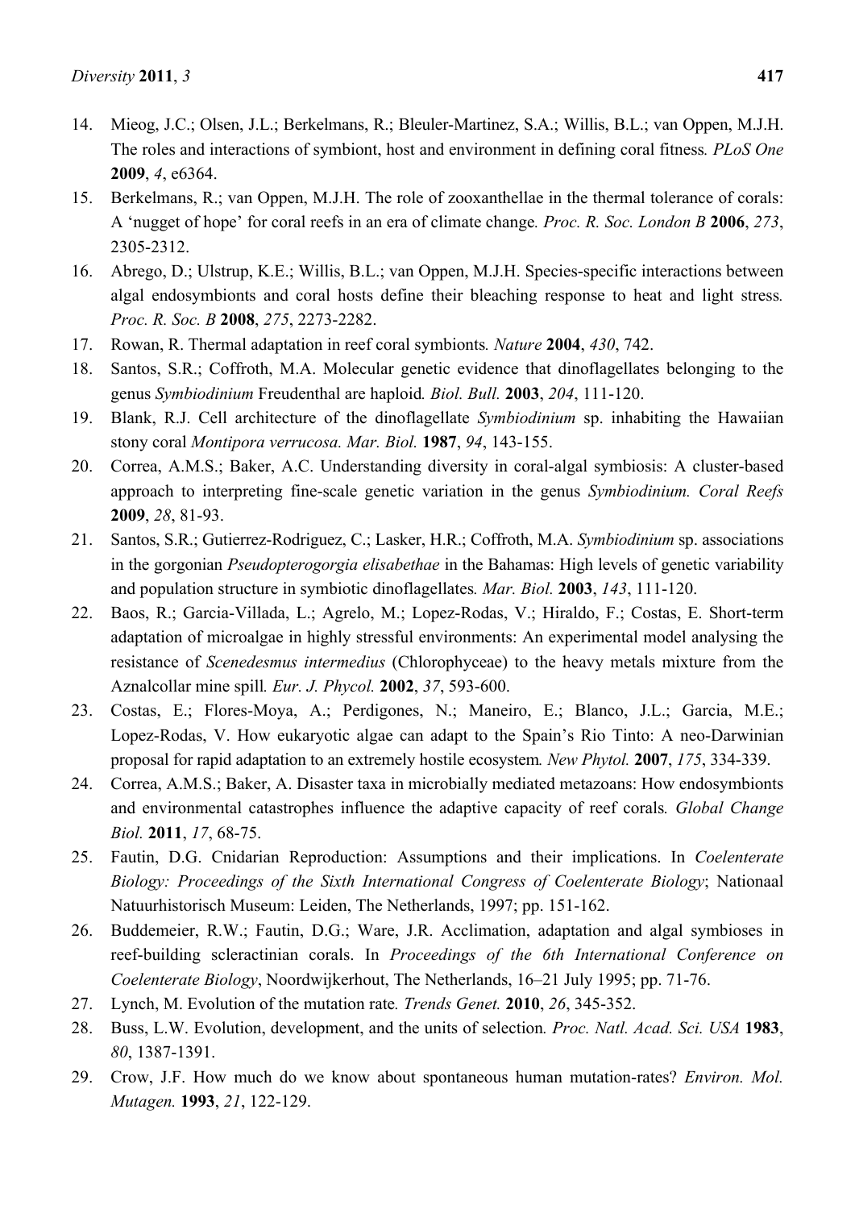14. Mieog, J.C.; Olsen, J.L.; Berkelmans, R.; Bleuler-Martinez, S.A.; Willis, B.L.; van Oppen, M.J.H. The roles and interactions of symbiont, host and environment in defining coral fitness*. PLoS One* **2009**, *4*, e6364.
15. Berkelmans, R.; van Oppen, M.J.H. The role of zooxanthellae in the thermal tolerance of corals: A 'nugget of hope' for coral reefs in an era of climate change*. Proc. R. Soc. London B* **2006**, *273*, 2305-2312.
16. Abrego, D.; Ulstrup, K.E.; Willis, B.L.; van Oppen, M.J.H. Species-specific interactions between algal endosymbionts and coral hosts define their bleaching response to heat and light stress*. Proc. R. Soc. B* **2008**, *275*, 2273-2282.
17. Rowan, R. Thermal adaptation in reef coral symbionts*. Nature* **2004**, *430*, 742.
18. Santos, S.R.; Coffroth, M.A. Molecular genetic evidence that dinoflagellates belonging to the genus *Symbiodinium* Freudenthal are haploid*. Biol. Bull.* **2003**, *204*, 111-120.
19. Blank, R.J. Cell architecture of the dinoflagellate *Symbiodinium* sp. inhabiting the Hawaiian stony coral *Montipora verrucosa. Mar. Biol.* **1987**, *94*, 143-155.
20. Correa, A.M.S.; Baker, A.C. Understanding diversity in coral-algal symbiosis: A cluster-based approach to interpreting fine-scale genetic variation in the genus *Symbiodinium. Coral Reefs* **2009**, *28*, 81-93.
21. Santos, S.R.; Gutierrez-Rodriguez, C.; Lasker, H.R.; Coffroth, M.A. *Symbiodinium* sp. associations in the gorgonian *Pseudopterogorgia elisabethae* in the Bahamas: High levels of genetic variability and population structure in symbiotic dinoflagellates*. Mar. Biol.* **2003**, *143*, 111-120.
22. Baos, R.; Garcia-Villada, L.; Agrelo, M.; Lopez-Rodas, V.; Hiraldo, F.; Costas, E. Short-term adaptation of microalgae in highly stressful environments: An experimental model analysing the resistance of *Scenedesmus intermedius* (Chlorophyceae) to the heavy metals mixture from the Aznalcollar mine spill*. Eur. J. Phycol.* **2002**, *37*, 593-600.
23. Costas, E.; Flores-Moya, A.; Perdigones, N.; Maneiro, E.; Blanco, J.L.; Garcia, M.E.; Lopez-Rodas, V. How eukaryotic algae can adapt to the Spain's Rio Tinto: A neo-Darwinian proposal for rapid adaptation to an extremely hostile ecosystem*. New Phytol.* **2007**, *175*, 334-339.
24. Correa, A.M.S.; Baker, A. Disaster taxa in microbially mediated metazoans: How endosymbionts and environmental catastrophes influence the adaptive capacity of reef corals*. Global Change Biol.* **2011**, *17*, 68-75.
25. Fautin, D.G. Cnidarian Reproduction: Assumptions and their implications. In *Coelenterate Biology: Proceedings of the Sixth International Congress of Coelenterate Biology*; Nationaal Natuurhistorisch Museum: Leiden, The Netherlands, 1997; pp. 151-162.
26. Buddemeier, R.W.; Fautin, D.G.; Ware, J.R. Acclimation, adaptation and algal symbioses in reef-building scleractinian corals. In *Proceedings of the 6th International Conference on Coelenterate Biology*, Noordwijkerhout, The Netherlands, 16–21 July 1995; pp. 71-76.
27. Lynch, M. Evolution of the mutation rate*. Trends Genet.* **2010**, *26*, 345-352.
28. Buss, L.W. Evolution, development, and the units of selection*. Proc. Natl. Acad. Sci. USA* **1983**, *80*, 1387-1391.
29. Crow, J.F. How much do we know about spontaneous human mutation-rates? *Environ. Mol. Mutagen.* **1993**, *21*, 122-129.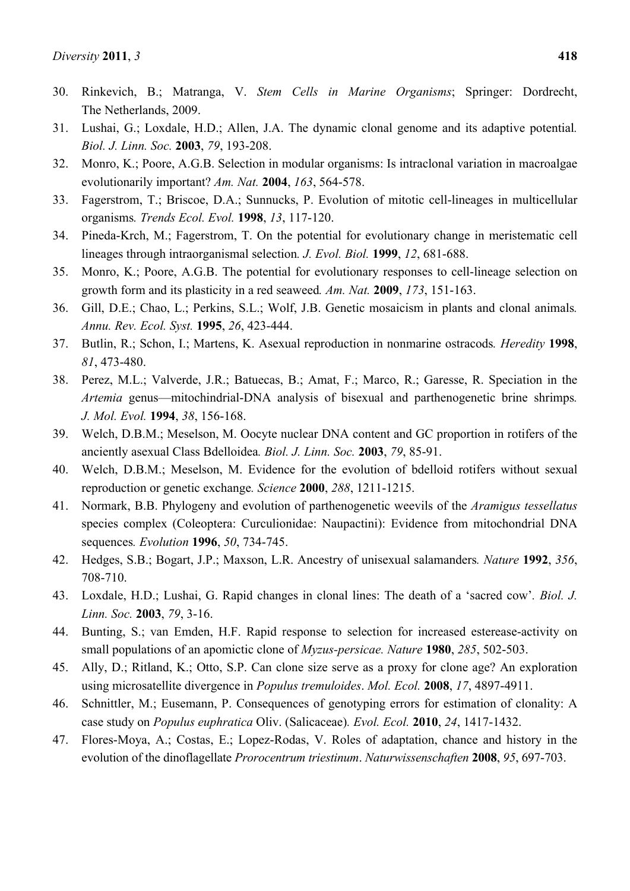30. Rinkevich, B.; Matranga, V. *Stem Cells in Marine Organisms*; Springer: Dordrecht, The Netherlands, 2009.
31. Lushai, G.; Loxdale, H.D.; Allen, J.A. The dynamic clonal genome and its adaptive potential. *Biol. J. Linn. Soc.* **2003**, *79*, 193-208.
32. Monro, K.; Poore, A.G.B. Selection in modular organisms: Is intraclonal variation in macroalgae evolutionarily important? *Am. Nat.* **2004**, *163*, 564-578.
33. Fagerstrom, T.; Briscoe, D.A.; Sunnucks, P. Evolution of mitotic cell-lineages in multicellular organisms. *Trends Ecol. Evol.* **1998**, *13*, 117-120.
34. Pineda-Krch, M.; Fagerstrom, T. On the potential for evolutionary change in meristematic cell lineages through intraorganismal selection. *J. Evol. Biol.* **1999**, *12*, 681-688.
35. Monro, K.; Poore, A.G.B. The potential for evolutionary responses to cell-lineage selection on growth form and its plasticity in a red seaweed. *Am. Nat.* **2009**, *173*, 151-163.
36. Gill, D.E.; Chao, L.; Perkins, S.L.; Wolf, J.B. Genetic mosaicism in plants and clonal animals. *Annu. Rev. Ecol. Syst.* **1995**, *26*, 423-444.
37. Butlin, R.; Schon, I.; Martens, K. Asexual reproduction in nonmarine ostracods. *Heredity* **1998**, *81*, 473-480.
38. Perez, M.L.; Valverde, J.R.; Batuecas, B.; Amat, F.; Marco, R.; Garesse, R. Speciation in the *Artemia* genus—mitochindrial-DNA analysis of bisexual and parthenogenetic brine shrimps. *J. Mol. Evol.* **1994**, *38*, 156-168.
39. Welch, D.B.M.; Meselson, M. Oocyte nuclear DNA content and GC proportion in rotifers of the anciently asexual Class Bdelloidea. *Biol. J. Linn. Soc.* **2003**, *79*, 85-91.
40. Welch, D.B.M.; Meselson, M. Evidence for the evolution of bdelloid rotifers without sexual reproduction or genetic exchange. *Science* **2000**, *288*, 1211-1215.
41. Normark, B.B. Phylogeny and evolution of parthenogenetic weevils of the *Aramigus tessellatus* species complex (Coleoptera: Curculionidae: Naupactini): Evidence from mitochondrial DNA sequences. *Evolution* **1996**, *50*, 734-745.
42. Hedges, S.B.; Bogart, J.P.; Maxson, L.R. Ancestry of unisexual salamanders. *Nature* **1992**, *356*, 708-710.
43. Loxdale, H.D.; Lushai, G. Rapid changes in clonal lines: The death of a 'sacred cow'. *Biol. J. Linn. Soc.* **2003**, *79*, 3-16.
44. Bunting, S.; van Emden, H.F. Rapid response to selection for increased esterease-activity on small populations of an apomictic clone of *Myzus-persicae*. *Nature* **1980**, *285*, 502-503.
45. Ally, D.; Ritland, K.; Otto, S.P. Can clone size serve as a proxy for clone age? An exploration using microsatellite divergence in *Populus tremuloides*. *Mol. Ecol.* **2008**, *17*, 4897-4911.
46. Schnittler, M.; Eusemann, P. Consequences of genotyping errors for estimation of clonality: A case study on *Populus euphratica* Oliv. (Salicaceae). *Evol. Ecol.* **2010**, *24*, 1417-1432.
47. Flores-Moya, A.; Costas, E.; Lopez-Rodas, V. Roles of adaptation, chance and history in the evolution of the dinoflagellate *Prorocentrum triestinum*. *Naturwissenschaften* **2008**, *95*, 697-703.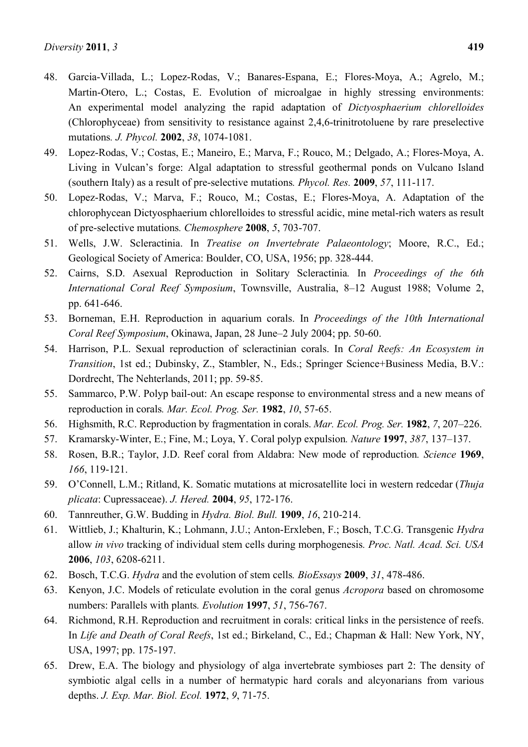48. Garcia-Villada, L.; Lopez-Rodas, V.; Banares-Espana, E.; Flores-Moya, A.; Agrelo, M.; Martin-Otero, L.; Costas, E. Evolution of microalgae in highly stressing environments: An experimental model analyzing the rapid adaptation of *Dictyosphaerium chlorelloides* (Chlorophyceae) from sensitivity to resistance against 2,4,6-trinitrotoluene by rare preselective mutations. *J. Phycol.* **2002**, *38*, 1074-1081.
49. Lopez-Rodas, V.; Costas, E.; Maneiro, E.; Marva, F.; Rouco, M.; Delgado, A.; Flores-Moya, A. Living in Vulcan's forge: Algal adaptation to stressful geothermal ponds on Vulcano Island (southern Italy) as a result of pre-selective mutations. *Phycol. Res.* **2009**, *57*, 111-117.
50. Lopez-Rodas, V.; Marva, F.; Rouco, M.; Costas, E.; Flores-Moya, A. Adaptation of the chlorophycean Dictyosphaerium chlorelloides to stressful acidic, mine metal-rich waters as result of pre-selective mutations. *Chemosphere* **2008**, *5*, 703-707.
51. Wells, J.W. Scleractinia. In *Treatise on Invertebrate Palaeontology*; Moore, R.C., Ed.; Geological Society of America: Boulder, CO, USA, 1956; pp. 328-444.
52. Cairns, S.D. Asexual Reproduction in Solitary Scleractinia. In *Proceedings of the 6th International Coral Reef Symposium*, Townsville, Australia, 8–12 August 1988; Volume 2, pp. 641-646.
53. Borneman, E.H. Reproduction in aquarium corals. In *Proceedings of the 10th International Coral Reef Symposium*, Okinawa, Japan, 28 June–2 July 2004; pp. 50-60.
54. Harrison, P.L. Sexual reproduction of scleractinian corals. In *Coral Reefs: An Ecosystem in Transition*, 1st ed.; Dubinsky, Z., Stambler, N., Eds.; Springer Science+Business Media, B.V.: Dordrecht, The Nehterlands, 2011; pp. 59-85.
55. Sammarco, P.W. Polyp bail-out: An escape response to environmental stress and a new means of reproduction in corals. *Mar. Ecol. Prog. Ser.* **1982**, *10*, 57-65.
56. Highsmith, R.C. Reproduction by fragmentation in corals. *Mar. Ecol. Prog. Ser.* **1982**, *7*, 207–226.
57. Kramarsky-Winter, E.; Fine, M.; Loya, Y. Coral polyp expulsion. *Nature* **1997**, *387*, 137–137.
58. Rosen, B.R.; Taylor, J.D. Reef coral from Aldabra: New mode of reproduction. *Science* **1969**, *166*, 119-121.
59. O'Connell, L.M.; Ritland, K. Somatic mutations at microsatellite loci in western redcedar (*Thuja plicata*: Cupressaceae). *J. Hered.* **2004**, *95*, 172-176.
60. Tannreuther, G.W. Budding in *Hydra. Biol. Bull.* **1909**, *16*, 210-214.
61. Wittlieb, J.; Khalturin, K.; Lohmann, J.U.; Anton-Erxleben, F.; Bosch, T.C.G. Transgenic *Hydra* allow *in vivo* tracking of individual stem cells during morphogenesis. *Proc. Natl. Acad. Sci. USA* **2006**, *103*, 6208-6211.
62. Bosch, T.C.G. *Hydra* and the evolution of stem cells. *BioEssays* **2009**, *31*, 478-486.
63. Kenyon, J.C. Models of reticulate evolution in the coral genus *Acropora* based on chromosome numbers: Parallels with plants. *Evolution* **1997**, *51*, 756-767.
64. Richmond, R.H. Reproduction and recruitment in corals: critical links in the persistence of reefs. In *Life and Death of Coral Reefs*, 1st ed.; Birkeland, C., Ed.; Chapman & Hall: New York, NY, USA, 1997; pp. 175-197.
65. Drew, E.A. The biology and physiology of alga invertebrate symbioses part 2: The density of symbiotic algal cells in a number of hermatypic hard corals and alcyonarians from various depths. *J. Exp. Mar. Biol. Ecol.* **1972**, *9*, 71-75.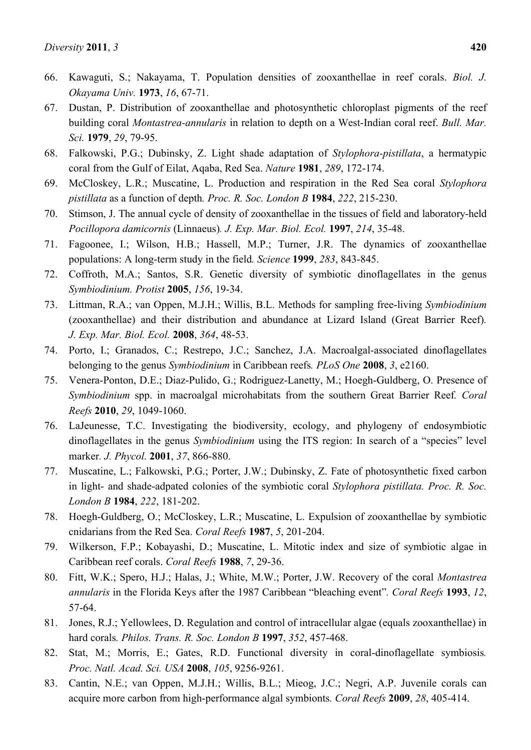66. Kawaguti, S.; Nakayama, T. Population densities of zooxanthellae in reef corals. *Biol. J. Okayama Univ.* **1973**, *16*, 67-71.
67. Dustan, P. Distribution of zooxanthellae and photosynthetic chloroplast pigments of the reef building coral *Montastrea-annularis* in relation to depth on a West-Indian coral reef. *Bull. Mar. Sci.* **1979**, *29*, 79-95.
68. Falkowski, P.G.; Dubinsky, Z. Light shade adaptation of *Stylophora-pistillata*, a hermatypic coral from the Gulf of Eilat, Aqaba, Red Sea. *Nature* **1981**, *289*, 172-174.
69. McCloskey, L.R.; Muscatine, L. Production and respiration in the Red Sea coral *Stylophora pistillata* as a function of depth. *Proc. R. Soc. London B* **1984**, *222*, 215-230.
70. Stimson, J. The annual cycle of density of zooxanthellae in the tissues of field and laboratory-held *Pocillopora damicornis* (Linnaeus). *J. Exp. Mar. Biol. Ecol.* **1997**, *214*, 35-48.
71. Fagoonee, I.; Wilson, H.B.; Hassell, M.P.; Turner, J.R. The dynamics of zooxanthellae populations: A long-term study in the field. *Science* **1999**, *283*, 843-845.
72. Coffroth, M.A.; Santos, S.R. Genetic diversity of symbiotic dinoflagellates in the genus *Symbiodinium. Protist* **2005**, *156*, 19-34.
73. Littman, R.A.; van Oppen, M.J.H.; Willis, B.L. Methods for sampling free-living *Symbiodinium* (zooxanthellae) and their distribution and abundance at Lizard Island (Great Barrier Reef). *J. Exp. Mar. Biol. Ecol.* **2008**, *364*, 48-53.
74. Porto, I.; Granados, C.; Restrepo, J.C.; Sanchez, J.A. Macroalgal-associated dinoflagellates belonging to the genus *Symbiodinium* in Caribbean reefs. *PLoS One* **2008**, *3*, e2160.
75. Venera-Ponton, D.E.; Diaz-Pulido, G.; Rodriguez-Lanetty, M.; Hoegh-Guldberg, O. Presence of *Symbiodinium* spp. in macroalgal microhabitats from the southern Great Barrier Reef. *Coral Reefs* **2010**, *29*, 1049-1060.
76. LaJeunesse, T.C. Investigating the biodiversity, ecology, and phylogeny of endosymbiotic dinoflagellates in the genus *Symbiodinium* using the ITS region: In search of a "species" level marker. *J. Phycol.* **2001**, *37*, 866-880.
77. Muscatine, L.; Falkowski, P.G.; Porter, J.W.; Dubinsky, Z. Fate of photosynthetic fixed carbon in light- and shade-adpated colonies of the symbiotic coral *Stylophora pistillata. Proc. R. Soc. London B* **1984**, *222*, 181-202.
78. Hoegh-Guldberg, O.; McCloskey, L.R.; Muscatine, L. Expulsion of zooxanthellae by symbiotic cnidarians from the Red Sea. *Coral Reefs* **1987**, *5*, 201-204.
79. Wilkerson, F.P.; Kobayashi, D.; Muscatine, L. Mitotic index and size of symbiotic algae in Caribbean reef corals. *Coral Reefs* **1988**, *7*, 29-36.
80. Fitt, W.K.; Spero, H.J.; Halas, J.; White, M.W.; Porter, J.W. Recovery of the coral *Montastrea annularis* in the Florida Keys after the 1987 Caribbean "bleaching event". *Coral Reefs* **1993**, *12*, 57-64.
81. Jones, R.J.; Yellowlees, D. Regulation and control of intracellular algae (equals zooxanthellae) in hard corals. *Philos. Trans. R. Soc. London B* **1997**, *352*, 457-468.
82. Stat, M.; Morris, E.; Gates, R.D. Functional diversity in coral-dinoflagellate symbiosis. *Proc. Natl. Acad. Sci. USA* **2008**, *105*, 9256-9261.
83. Cantin, N.E.; van Oppen, M.J.H.; Willis, B.L.; Mieog, J.C.; Negri, A.P. Juvenile corals can acquire more carbon from high-performance algal symbionts. *Coral Reefs* **2009**, *28*, 405-414.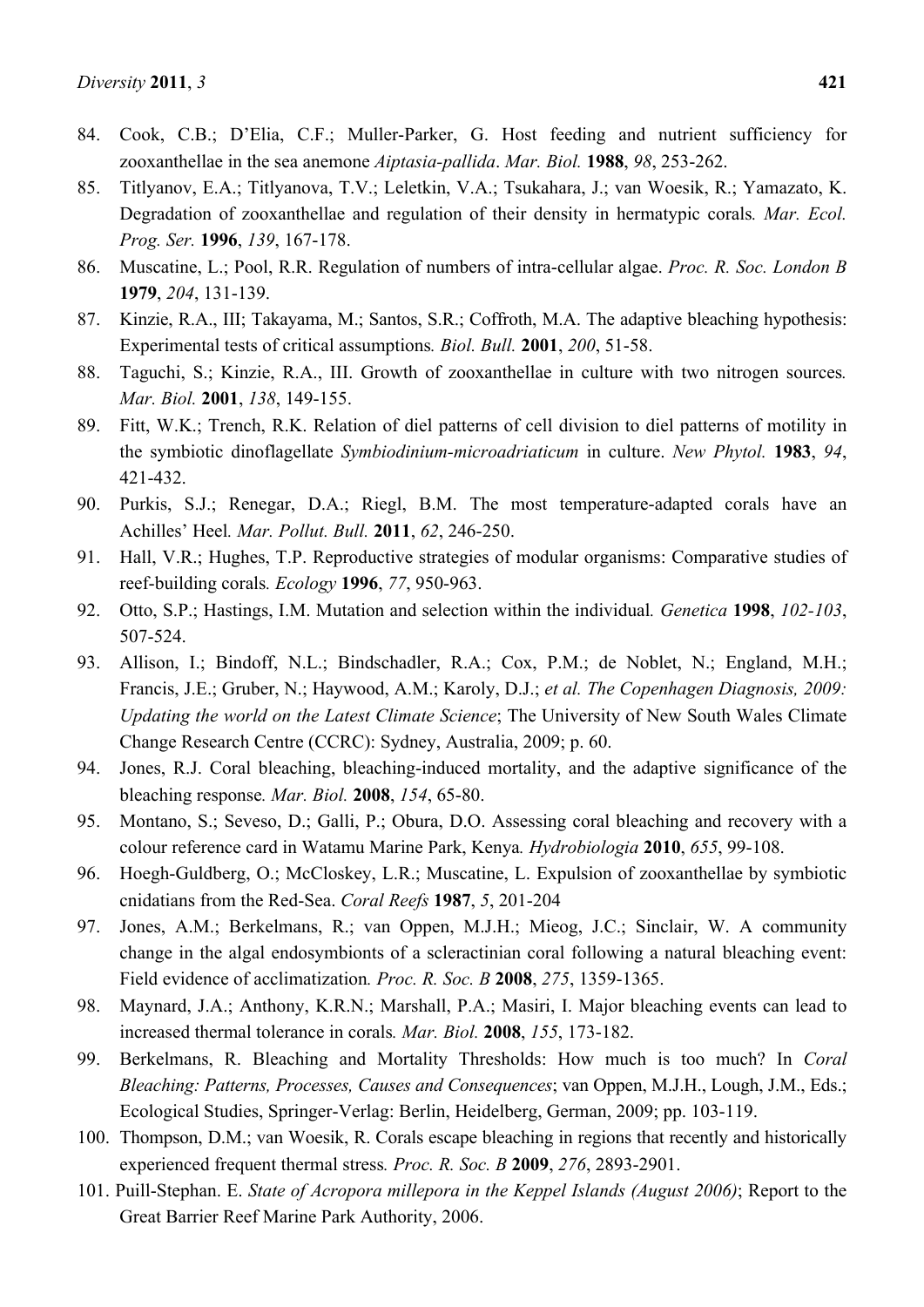84. Cook, C.B.; D'Elia, C.F.; Muller-Parker, G. Host feeding and nutrient sufficiency for zooxanthellae in the sea anemone *Aiptasia-pallida*. *Mar. Biol.* **1988**, *98*, 253-262.
85. Titlyanov, E.A.; Titlyanova, T.V.; Leletkin, V.A.; Tsukahara, J.; van Woesik, R.; Yamazato, K. Degradation of zooxanthellae and regulation of their density in hermatypic corals. *Mar. Ecol. Prog. Ser.* **1996**, *139*, 167-178.
86. Muscatine, L.; Pool, R.R. Regulation of numbers of intra-cellular algae. *Proc. R. Soc. London B* **1979**, *204*, 131-139.
87. Kinzie, R.A., III; Takayama, M.; Santos, S.R.; Coffroth, M.A. The adaptive bleaching hypothesis: Experimental tests of critical assumptions. *Biol. Bull.* **2001**, *200*, 51-58.
88. Taguchi, S.; Kinzie, R.A., III. Growth of zooxanthellae in culture with two nitrogen sources. *Mar. Biol.* **2001**, *138*, 149-155.
89. Fitt, W.K.; Trench, R.K. Relation of diel patterns of cell division to diel patterns of motility in the symbiotic dinoflagellate *Symbiodinium-microadriaticum* in culture. *New Phytol.* **1983**, *94*, 421-432.
90. Purkis, S.J.; Renegar, D.A.; Riegl, B.M. The most temperature-adapted corals have an Achilles' Heel. *Mar. Pollut. Bull.* **2011**, *62*, 246-250.
91. Hall, V.R.; Hughes, T.P. Reproductive strategies of modular organisms: Comparative studies of reef-building corals. *Ecology* **1996**, *77*, 950-963.
92. Otto, S.P.; Hastings, I.M. Mutation and selection within the individual. *Genetica* **1998**, *102-103*, 507-524.
93. Allison, I.; Bindoff, N.L.; Bindschadler, R.A.; Cox, P.M.; de Noblet, N.; England, M.H.; Francis, J.E.; Gruber, N.; Haywood, A.M.; Karoly, D.J.; *et al. The Copenhagen Diagnosis, 2009: Updating the world on the Latest Climate Science*; The University of New South Wales Climate Change Research Centre (CCRC): Sydney, Australia, 2009; p. 60.
94. Jones, R.J. Coral bleaching, bleaching-induced mortality, and the adaptive significance of the bleaching response. *Mar. Biol.* **2008**, *154*, 65-80.
95. Montano, S.; Seveso, D.; Galli, P.; Obura, D.O. Assessing coral bleaching and recovery with a colour reference card in Watamu Marine Park, Kenya. *Hydrobiologia* **2010**, *655*, 99-108.
96. Hoegh-Guldberg, O.; McCloskey, L.R.; Muscatine, L. Expulsion of zooxanthellae by symbiotic cnidatians from the Red-Sea. *Coral Reefs* **1987**, *5*, 201-204
97. Jones, A.M.; Berkelmans, R.; van Oppen, M.J.H.; Mieog, J.C.; Sinclair, W. A community change in the algal endosymbionts of a scleractinian coral following a natural bleaching event: Field evidence of acclimatization. *Proc. R. Soc. B* **2008**, *275*, 1359-1365.
98. Maynard, J.A.; Anthony, K.R.N.; Marshall, P.A.; Masiri, I. Major bleaching events can lead to increased thermal tolerance in corals. *Mar. Biol.* **2008**, *155*, 173-182.
99. Berkelmans, R. Bleaching and Mortality Thresholds: How much is too much? In *Coral Bleaching: Patterns, Processes, Causes and Consequences*; van Oppen, M.J.H., Lough, J.M., Eds.; Ecological Studies, Springer-Verlag: Berlin, Heidelberg, German, 2009; pp. 103-119.
100. Thompson, D.M.; van Woesik, R. Corals escape bleaching in regions that recently and historically experienced frequent thermal stress. *Proc. R. Soc. B* **2009**, *276*, 2893-2901.
101. Puill-Stephan. E. *State of Acropora millepora in the Keppel Islands (August 2006)*; Report to the Great Barrier Reef Marine Park Authority, 2006.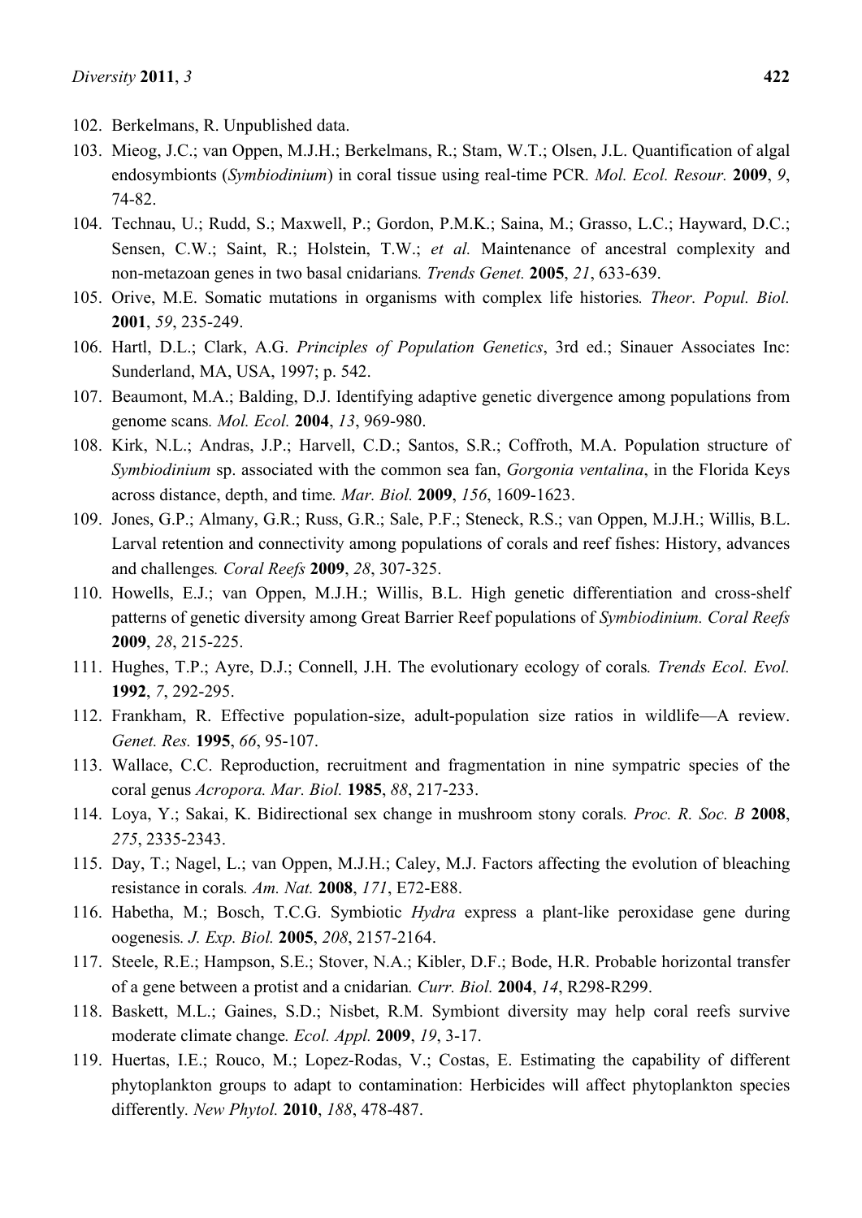102. Berkelmans, R. Unpublished data.
103. Mieog, J.C.; van Oppen, M.J.H.; Berkelmans, R.; Stam, W.T.; Olsen, J.L. Quantification of algal endosymbionts (*Symbiodinium*) in coral tissue using real-time PCR. *Mol. Ecol. Resour.* **2009**, *9*, 74-82.
104. Technau, U.; Rudd, S.; Maxwell, P.; Gordon, P.M.K.; Saina, M.; Grasso, L.C.; Hayward, D.C.; Sensen, C.W.; Saint, R.; Holstein, T.W.; *et al.* Maintenance of ancestral complexity and non-metazoan genes in two basal cnidarians. *Trends Genet.* **2005**, *21*, 633-639.
105. Orive, M.E. Somatic mutations in organisms with complex life histories. *Theor. Popul. Biol.* **2001**, *59*, 235-249.
106. Hartl, D.L.; Clark, A.G. *Principles of Population Genetics*, 3rd ed.; Sinauer Associates Inc: Sunderland, MA, USA, 1997; p. 542.
107. Beaumont, M.A.; Balding, D.J. Identifying adaptive genetic divergence among populations from genome scans. *Mol. Ecol.* **2004**, *13*, 969-980.
108. Kirk, N.L.; Andras, J.P.; Harvell, C.D.; Santos, S.R.; Coffroth, M.A. Population structure of *Symbiodinium* sp. associated with the common sea fan, *Gorgonia ventalina*, in the Florida Keys across distance, depth, and time. *Mar. Biol.* **2009**, *156*, 1609-1623.
109. Jones, G.P.; Almany, G.R.; Russ, G.R.; Sale, P.F.; Steneck, R.S.; van Oppen, M.J.H.; Willis, B.L. Larval retention and connectivity among populations of corals and reef fishes: History, advances and challenges. *Coral Reefs* **2009**, *28*, 307-325.
110. Howells, E.J.; van Oppen, M.J.H.; Willis, B.L. High genetic differentiation and cross-shelf patterns of genetic diversity among Great Barrier Reef populations of *Symbiodinium*. *Coral Reefs* **2009**, *28*, 215-225.
111. Hughes, T.P.; Ayre, D.J.; Connell, J.H. The evolutionary ecology of corals. *Trends Ecol. Evol.* **1992**, *7*, 292-295.
112. Frankham, R. Effective population-size, adult-population size ratios in wildlife—A review. *Genet. Res.* **1995**, *66*, 95-107.
113. Wallace, C.C. Reproduction, recruitment and fragmentation in nine sympatric species of the coral genus *Acropora*. *Mar. Biol.* **1985**, *88*, 217-233.
114. Loya, Y.; Sakai, K. Bidirectional sex change in mushroom stony corals. *Proc. R. Soc. B* **2008**, *275*, 2335-2343.
115. Day, T.; Nagel, L.; van Oppen, M.J.H.; Caley, M.J. Factors affecting the evolution of bleaching resistance in corals. *Am. Nat.* **2008**, *171*, E72-E88.
116. Habetha, M.; Bosch, T.C.G. Symbiotic *Hydra* express a plant-like peroxidase gene during oogenesis. *J. Exp. Biol.* **2005**, *208*, 2157-2164.
117. Steele, R.E.; Hampson, S.E.; Stover, N.A.; Kibler, D.F.; Bode, H.R. Probable horizontal transfer of a gene between a protist and a cnidarian. *Curr. Biol.* **2004**, *14*, R298-R299.
118. Baskett, M.L.; Gaines, S.D.; Nisbet, R.M. Symbiont diversity may help coral reefs survive moderate climate change. *Ecol. Appl.* **2009**, *19*, 3-17.
119. Huertas, I.E.; Rouco, M.; Lopez-Rodas, V.; Costas, E. Estimating the capability of different phytoplankton groups to adapt to contamination: Herbicides will affect phytoplankton species differently. *New Phytol.* **2010**, *188*, 478-487.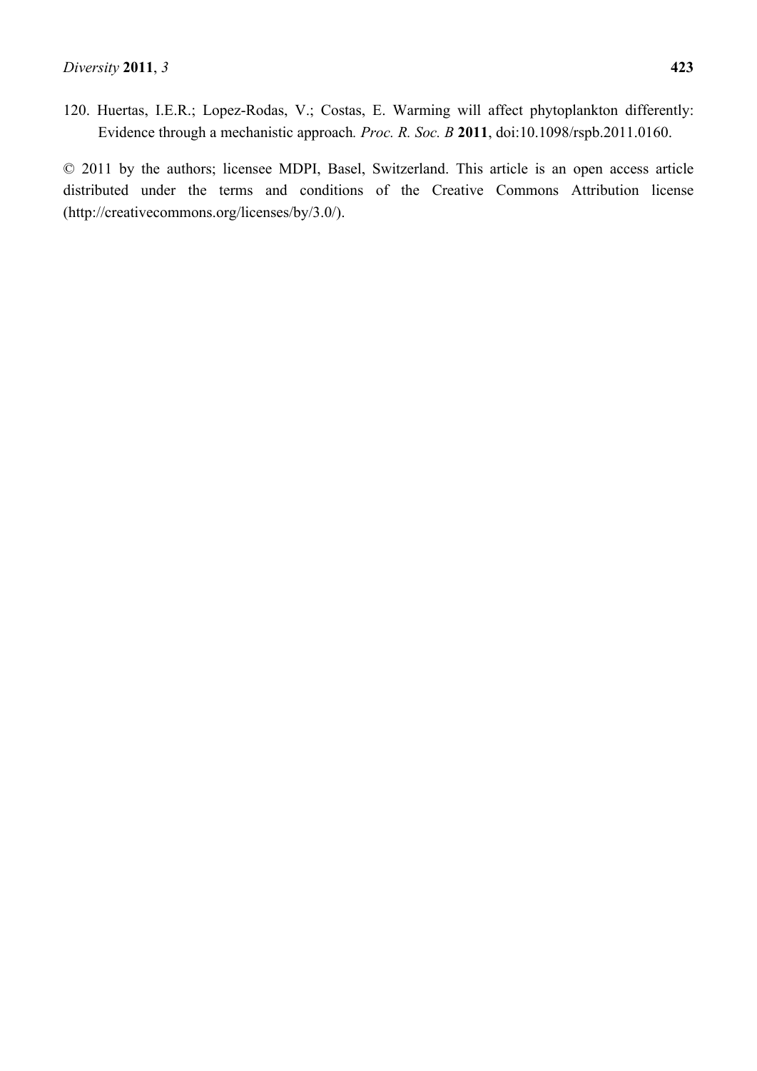120. Huertas, I.E.R.; Lopez-Rodas, V.; Costas, E. Warming will affect phytoplankton differently: Evidence through a mechanistic approach. *Proc. R. Soc. B* **2011**, doi:10.1098/rspb.2011.0160.

© 2011 by the authors; licensee MDPI, Basel, Switzerland. This article is an open access article distributed under the terms and conditions of the Creative Commons Attribution license (http://creativecommons.org/licenses/by/3.0/).